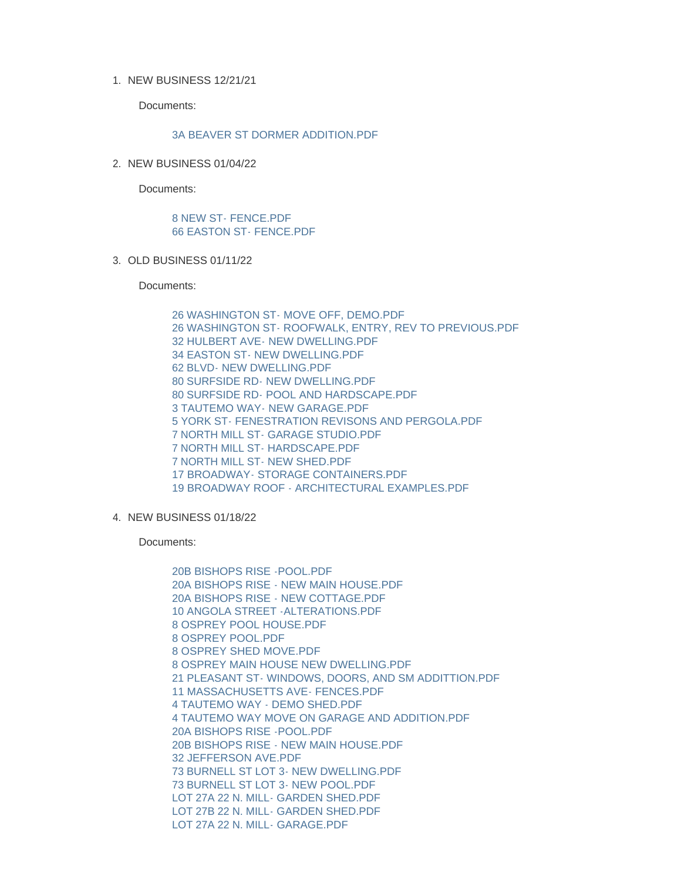1. NEW BUSINESS 12/21/21

   Documents:

   3A BEAVER ST DORMER ADDITION.PDF

2. NEW BUSINESS 01/04/22

   Documents:

   8 NEW ST- FENCE.PDF
   66 EASTON ST- FENCE.PDF

3. OLD BUSINESS 01/11/22

   Documents:

   26 WASHINGTON ST- MOVE OFF, DEMO.PDF
   26 WASHINGTON ST- ROOFWALK, ENTRY, REV TO PREVIOUS.PDF
   32 HULBERT AVE- NEW DWELLING.PDF
   34 EASTON ST- NEW DWELLING.PDF
   62 BLVD- NEW DWELLING.PDF
   80 SURFSIDE RD- NEW DWELLING.PDF
   80 SURFSIDE RD- POOL AND HARDSCAPE.PDF
   3 TAUTEMO WAY- NEW GARAGE.PDF
   5 YORK ST- FENESTRATION REVISONS AND PERGOLA.PDF
   7 NORTH MILL ST- GARAGE STUDIO.PDF
   7 NORTH MILL ST- HARDSCAPE.PDF
   7 NORTH MILL ST- NEW SHED.PDF
   17 BROADWAY- STORAGE CONTAINERS.PDF
   19 BROADWAY ROOF - ARCHITECTURAL EXAMPLES.PDF

4. NEW BUSINESS 01/18/22

   Documents:

   20B BISHOPS RISE -POOL.PDF
   20A BISHOPS RISE - NEW MAIN HOUSE.PDF
   20A BISHOPS RISE - NEW COTTAGE.PDF
   10 ANGOLA STREET -ALTERATIONS.PDF
   8 OSPREY POOL HOUSE.PDF
   8 OSPREY POOL.PDF
   8 OSPREY SHED MOVE.PDF
   8 OSPREY MAIN HOUSE NEW DWELLING.PDF
   21 PLEASANT ST- WINDOWS, DOORS, AND SM ADDITTION.PDF
   11 MASSACHUSETTS AVE- FENCES.PDF
   4 TAUTEMO WAY - DEMO SHED.PDF
   4 TAUTEMO WAY MOVE ON GARAGE AND ADDITION.PDF
   20A BISHOPS RISE -POOL.PDF
   20B BISHOPS RISE - NEW MAIN HOUSE.PDF
   32 JEFFERSON AVE.PDF
   73 BURNELL ST LOT 3- NEW DWELLING.PDF
   73 BURNELL ST LOT 3- NEW POOL.PDF
   LOT 27A 22 N. MILL- GARDEN SHED.PDF
   LOT 27B 22 N. MILL- GARDEN SHED.PDF
   LOT 27A 22 N. MILL- GARAGE.PDF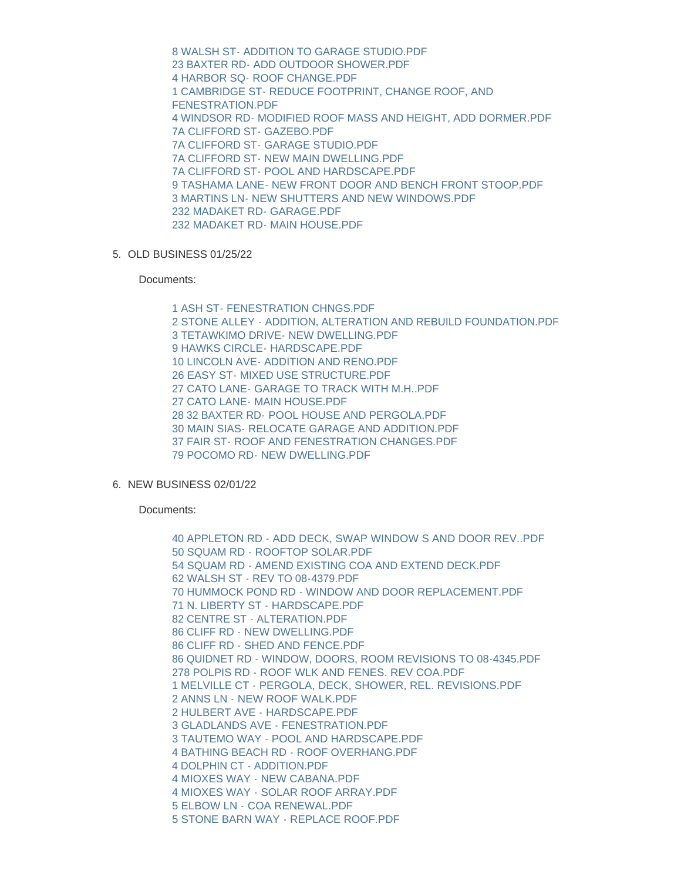- 8 WALSH ST- ADDITION TO GARAGE STUDIO.PDF
- 23 BAXTER RD- ADD OUTDOOR SHOWER.PDF
- 4 HARBOR SQ- ROOF CHANGE.PDF
- 1 CAMBRIDGE ST- REDUCE FOOTPRINT, CHANGE ROOF, AND FENESTRATION.PDF
- 4 WINDSOR RD- MODIFIED ROOF MASS AND HEIGHT, ADD DORMER.PDF
- 7A CLIFFORD ST- GAZEBO.PDF
- 7A CLIFFORD ST- GARAGE STUDIO.PDF
- 7A CLIFFORD ST- NEW MAIN DWELLING.PDF
- 7A CLIFFORD ST- POOL AND HARDSCAPE.PDF
- 9 TASHAMA LANE- NEW FRONT DOOR AND BENCH FRONT STOOP.PDF
- 3 MARTINS LN- NEW SHUTTERS AND NEW WINDOWS.PDF
- 232 MADAKET RD- GARAGE.PDF
- 232 MADAKET RD- MAIN HOUSE.PDF

5. OLD BUSINESS 01/25/22

Documents:

- 1 ASH ST- FENESTRATION CHNGS.PDF
- 2 STONE ALLEY - ADDITION, ALTERATION AND REBUILD FOUNDATION.PDF
- 3 TETAWKIMO DRIVE- NEW DWELLING.PDF
- 9 HAWKS CIRCLE- HARDSCAPE.PDF
- 10 LINCOLN AVE- ADDITION AND RENO.PDF
- 26 EASY ST- MIXED USE STRUCTURE.PDF
- 27 CATO LANE- GARAGE TO TRACK WITH M.H..PDF
- 27 CATO LANE- MAIN HOUSE.PDF
- 28 32 BAXTER RD- POOL HOUSE AND PERGOLA.PDF
- 30 MAIN SIAS- RELOCATE GARAGE AND ADDITION.PDF
- 37 FAIR ST- ROOF AND FENESTRATION CHANGES.PDF
- 79 POCOMO RD- NEW DWELLING.PDF

6. NEW BUSINESS 02/01/22

Documents:

- 40 APPLETON RD - ADD DECK, SWAP WINDOW S AND DOOR REV..PDF
- 50 SQUAM RD - ROOFTOP SOLAR.PDF
- 54 SQUAM RD - AMEND EXISTING COA AND EXTEND DECK.PDF
- 62 WALSH ST - REV TO 08-4379.PDF
- 70 HUMMOCK POND RD - WINDOW AND DOOR REPLACEMENT.PDF
- 71 N. LIBERTY ST - HARDSCAPE.PDF
- 82 CENTRE ST - ALTERATION.PDF
- 86 CLIFF RD - NEW DWELLING.PDF
- 86 CLIFF RD - SHED AND FENCE.PDF
- 86 QUIDNET RD - WINDOW, DOORS, ROOM REVISIONS TO 08-4345.PDF
- 278 POLPIS RD - ROOF WLK AND FENES. REV COA.PDF
- 1 MELVILLE CT - PERGOLA, DECK, SHOWER, REL. REVISIONS.PDF
- 2 ANNS LN - NEW ROOF WALK.PDF
- 2 HULBERT AVE - HARDSCAPE.PDF
- 3 GLADLANDS AVE - FENESTRATION.PDF
- 3 TAUTEMO WAY - POOL AND HARDSCAPE.PDF
- 4 BATHING BEACH RD - ROOF OVERHANG.PDF
- 4 DOLPHIN CT - ADDITION.PDF
- 4 MIOXES WAY - NEW CABANA.PDF
- 4 MIOXES WAY - SOLAR ROOF ARRAY.PDF
- 5 ELBOW LN - COA RENEWAL.PDF
- 5 STONE BARN WAY - REPLACE ROOF.PDF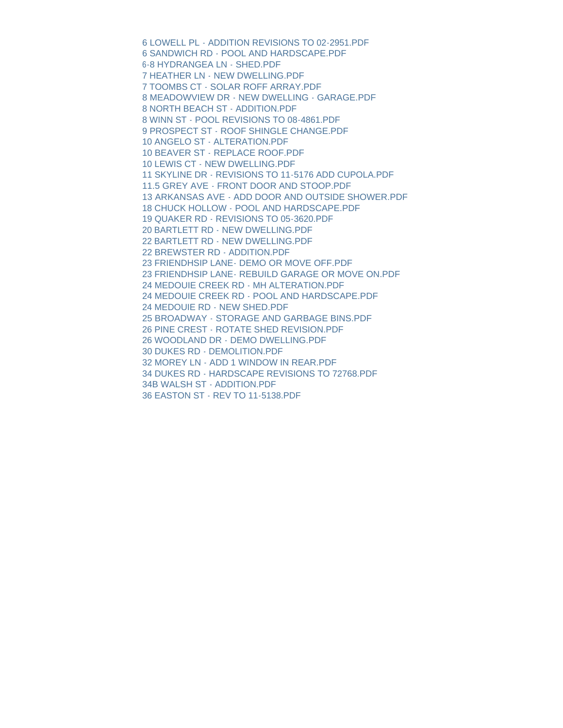6 LOWELL PL - ADDITION REVISIONS TO 02-2951.PDF
6 SANDWICH RD - POOL AND HARDSCAPE.PDF
6-8 HYDRANGEA LN - SHED.PDF
7 HEATHER LN - NEW DWELLING.PDF
7 TOOMBS CT - SOLAR ROFF ARRAY.PDF
8 MEADOWVIEW DR - NEW DWELLING - GARAGE.PDF
8 NORTH BEACH ST - ADDITION.PDF
8 WINN ST - POOL REVISIONS TO 08-4861.PDF
9 PROSPECT ST - ROOF SHINGLE CHANGE.PDF
10 ANGELO ST - ALTERATION.PDF
10 BEAVER ST - REPLACE ROOF.PDF
10 LEWIS CT - NEW DWELLING.PDF
11 SKYLINE DR - REVISIONS TO 11-5176 ADD CUPOLA.PDF
11.5 GREY AVE - FRONT DOOR AND STOOP.PDF
13 ARKANSAS AVE - ADD DOOR AND OUTSIDE SHOWER.PDF
18 CHUCK HOLLOW - POOL AND HARDSCAPE.PDF
19 QUAKER RD - REVISIONS TO 05-3620.PDF
20 BARTLETT RD - NEW DWELLING.PDF
22 BARTLETT RD - NEW DWELLING.PDF
22 BREWSTER RD - ADDITION.PDF
23 FRIENDHSIP LANE- DEMO OR MOVE OFF.PDF
23 FRIENDHSIP LANE- REBUILD GARAGE OR MOVE ON.PDF
24 MEDOUIE CREEK RD - MH ALTERATION.PDF
24 MEDOUIE CREEK RD - POOL AND HARDSCAPE.PDF
24 MEDOUIE RD - NEW SHED.PDF
25 BROADWAY - STORAGE AND GARBAGE BINS.PDF
26 PINE CREST - ROTATE SHED REVISION.PDF
26 WOODLAND DR - DEMO DWELLING.PDF
30 DUKES RD - DEMOLITION.PDF
32 MOREY LN - ADD 1 WINDOW IN REAR.PDF
34 DUKES RD - HARDSCAPE REVISIONS TO 72768.PDF
34B WALSH ST - ADDITION.PDF
36 EASTON ST - REV TO 11-5138.PDF